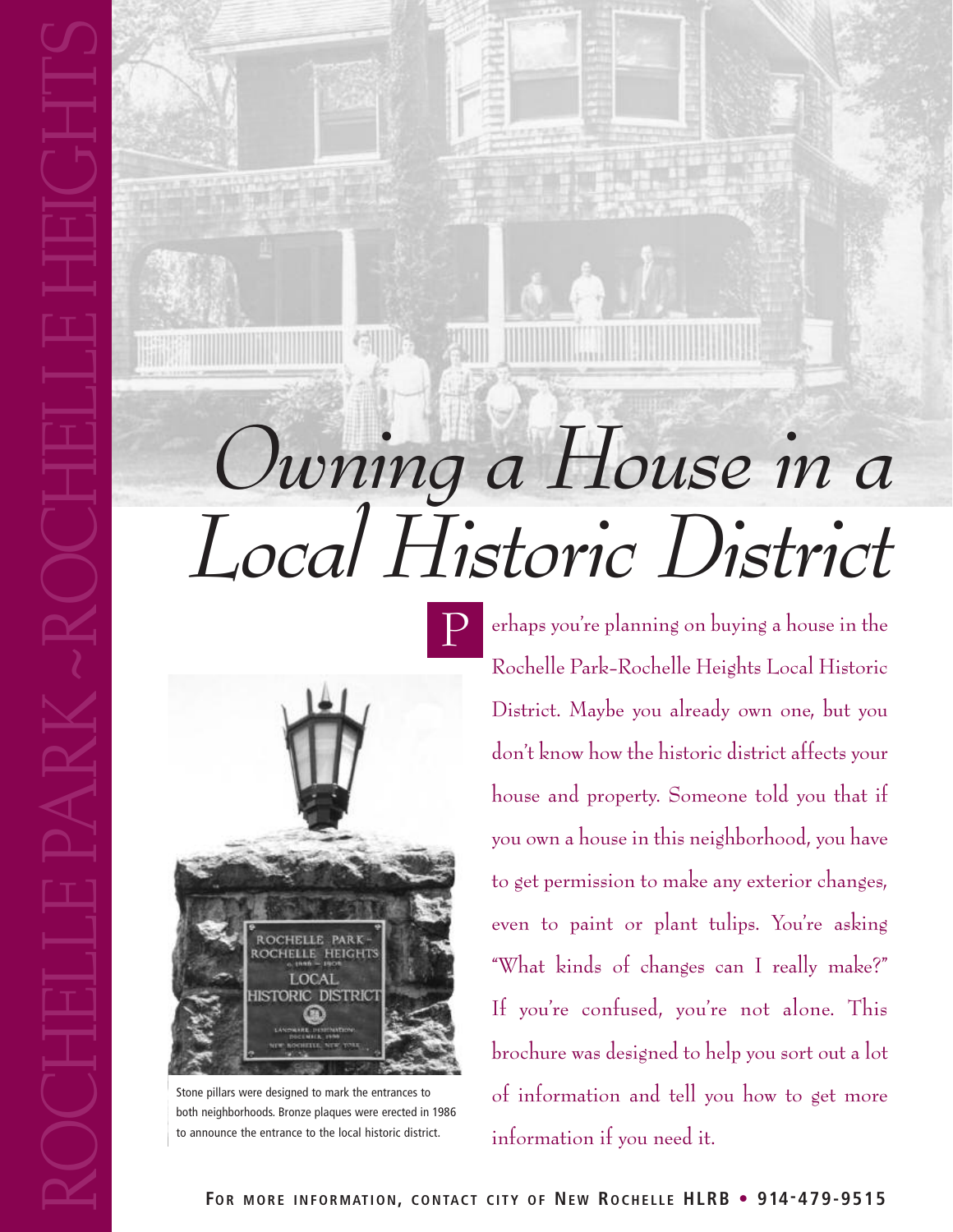# Owning a House in a Local Historic District

Perhaps you're planning on buying a house in the Rochelle Park-Rochelle Heights Local Historic District. Maybe you already own one, but you don't know how the historic district affects your house and property. Someone told you that if you own a house in this neighborhood, you have to get permission to make any exterior changes, even to paint or plant tulips. You're asking "What kinds of changes can I really make?" If you're confused, you're not alone. This brochure was designed to help you sort out a lot of information and tell you how to get more information if you need it.

Stone pillars were designed to mark the entrances to both neighborhoods. Bronze plaques were erected in 1986 to announce the entrance to the local historic district.

**For more information, contact City of New Rochelle HLRB • 914-479-9515**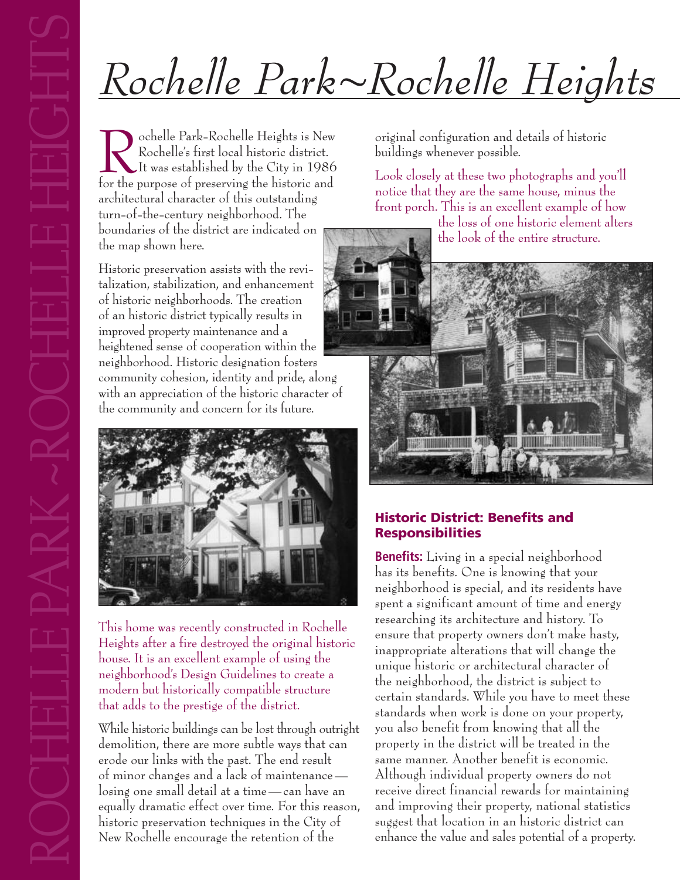# Rochelle Park~Rochelle Heights

Rochelle Park-Rochelle Heights is New Rochelle's first local historic district. It was established by the City in 1986 for the purpose of preserving the historic and architectural character of this outstanding turn-of-the-century neighborhood. The boundaries of the district are indicated on the map shown here.

Historic preservation assists with the revitalization, stabilization, and enhancement of historic neighborhoods. The creation of an historic district typically results in improved property maintenance and a heightened sense of cooperation within the neighborhood. Historic designation fosters community cohesion, identity and pride, along with an appreciation of the historic character of the community and concern for its future.

This home was recently constructed in Rochelle Heights after a fire destroyed the original historic house. It is an excellent example of using the neighborhood's Design Guidelines to create a modern but historically compatible structure that adds to the prestige of the district.

While historic buildings can be lost through outright demolition, there are more subtle ways that can erode our links with the past. The end result of minor changes and a lack of maintenance—losing one small detail at a time—can have an equally dramatic effect over time. For this reason, historic preservation techniques in the City of New Rochelle encourage the retention of the original configuration and details of historic buildings whenever possible.

Look closely at these two photographs and you'll notice that they are the same house, minus the front porch. This is an excellent example of how the loss of one historic element alters the look of the entire structure.

## Historic District: Benefits and Responsibilities

**Benefits:** Living in a special neighborhood has its benefits. One is knowing that your neighborhood is special, and its residents have spent a significant amount of time and energy researching its architecture and history. To ensure that property owners don't make hasty, inappropriate alterations that will change the unique historic or architectural character of the neighborhood, the district is subject to certain standards. While you have to meet these standards when work is done on your property, you also benefit from knowing that all the property in the district will be treated in the same manner. Another benefit is economic. Although individual property owners do not receive direct financial rewards for maintaining and improving their property, national statistics suggest that location in an historic district can enhance the value and sales potential of a property.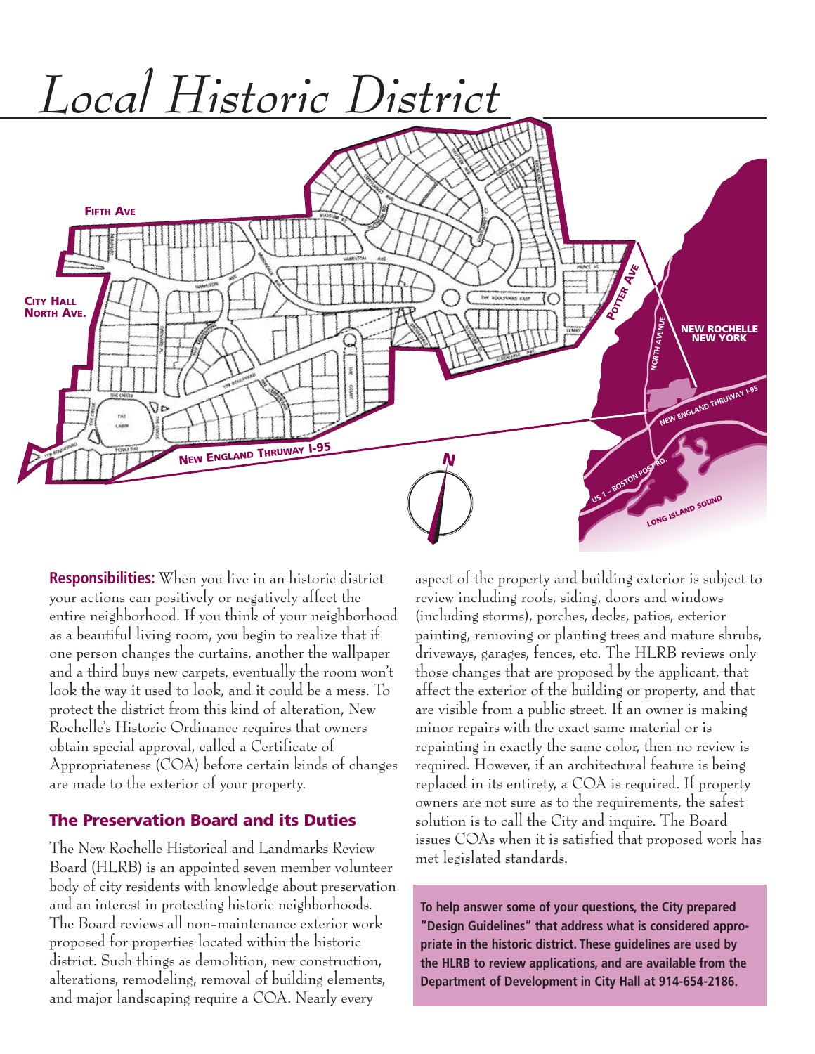# Local Historic District

FIFTH AVE

CITY HALL
NORTH AVE.

POTTER AVE

NORTH AVENUE

NEW ROCHELLE
NEW YORK

NEW ENGLAND THRUWAY I-95

NEW ENGLAND THRUWAY I-95

US 1 – BOSTON POST RD.

LONG ISLAND SOUND

N

**Responsibilities:** When you live in an historic district your actions can positively or negatively affect the entire neighborhood. If you think of your neighborhood as a beautiful living room, you begin to realize that if one person changes the curtains, another the wallpaper and a third buys new carpets, eventually the room won't look the way it used to look, and it could be a mess. To protect the district from this kind of alteration, New Rochelle's Historic Ordinance requires that owners obtain special approval, called a Certificate of Appropriateness (COA) before certain kinds of changes are made to the exterior of your property.

## The Preservation Board and its Duties

The New Rochelle Historical and Landmarks Review Board (HLRB) is an appointed seven member volunteer body of city residents with knowledge about preservation and an interest in protecting historic neighborhoods. The Board reviews all non-maintenance exterior work proposed for properties located within the historic district. Such things as demolition, new construction, alterations, remodeling, removal of building elements, and major landscaping require a COA. Nearly every aspect of the property and building exterior is subject to review including roofs, siding, doors and windows (including storms), porches, decks, patios, exterior painting, removing or planting trees and mature shrubs, driveways, garages, fences, etc. The HLRB reviews only those changes that are proposed by the applicant, that affect the exterior of the building or property, and that are visible from a public street. If an owner is making minor repairs with the exact same material or is repainting in exactly the same color, then no review is required. However, if an architectural feature is being replaced in its entirety, a COA is required. If property owners are not sure as to the requirements, the safest solution is to call the City and inquire. The Board issues COAs when it is satisfied that proposed work has met legislated standards.

**To help answer some of your questions, the City prepared "Design Guidelines" that address what is considered appropriate in the historic district. These guidelines are used by the HLRB to review applications, and are available from the Department of Development in City Hall at 914-654-2186.**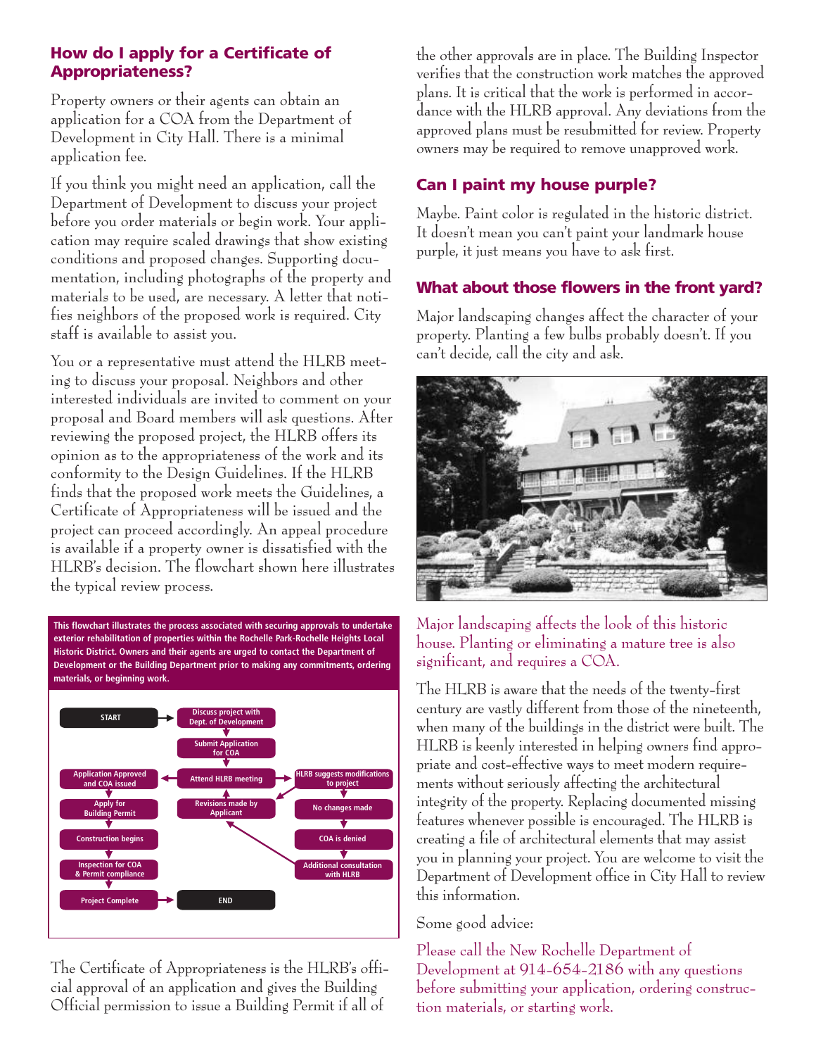## How do I apply for a Certificate of Appropriateness?

Property owners or their agents can obtain an application for a COA from the Department of Development in City Hall. There is a minimal application fee.

If you think you might need an application, call the Department of Development to discuss your project before you order materials or begin work. Your application may require scaled drawings that show existing conditions and proposed changes. Supporting documentation, including photographs of the property and materials to be used, are necessary. A letter that notifies neighbors of the proposed work is required. City staff is available to assist you.

You or a representative must attend the HLRB meeting to discuss your proposal. Neighbors and other interested individuals are invited to comment on your proposal and Board members will ask questions. After reviewing the proposed project, the HLRB offers its opinion as to the appropriateness of the work and its conformity to the Design Guidelines. If the HLRB finds that the proposed work meets the Guidelines, a Certificate of Appropriateness will be issued and the project can proceed accordingly. An appeal procedure is available if a property owner is dissatisfied with the HLRB's decision. The flowchart shown here illustrates the typical review process.

**This flowchart illustrates the process associated with securing approvals to undertake exterior rehabilitation of properties within the Rochelle Park-Rochelle Heights Local Historic District. Owners and their agents are urged to contact the Department of Development or the Building Department prior to making any commitments, ordering materials, or beginning work.**

START → Discuss project with Dept. of Development → Submit Application for COA → Attend HLRB meeting

- Attend HLRB meeting → Application Approved and COA issued → Apply for Building Permit → Construction begins → Inspection for COA & Permit compliance → Project Complete → END
- Attend HLRB meeting → HLRB suggests modifications to project → Revisions made by Applicant → Attend HLRB meeting
- HLRB suggests modifications to project → No changes made → COA is denied → Additional consultation with HLRB → Revisions made by Applicant

The Certificate of Appropriateness is the HLRB's official approval of an application and gives the Building Official permission to issue a Building Permit if all of the other approvals are in place. The Building Inspector verifies that the construction work matches the approved plans. It is critical that the work is performed in accordance with the HLRB approval. Any deviations from the approved plans must be resubmitted for review. Property owners may be required to remove unapproved work.

## Can I paint my house purple?

Maybe. Paint color is regulated in the historic district. It doesn't mean you can't paint your landmark house purple, it just means you have to ask first.

## What about those flowers in the front yard?

Major landscaping changes affect the character of your property. Planting a few bulbs probably doesn't. If you can't decide, call the city and ask.

Major landscaping affects the look of this historic house. Planting or eliminating a mature tree is also significant, and requires a COA.

The HLRB is aware that the needs of the twenty-first century are vastly different from those of the nineteenth, when many of the buildings in the district were built. The HLRB is keenly interested in helping owners find appropriate and cost-effective ways to meet modern requirements without seriously affecting the architectural integrity of the property. Replacing documented missing features whenever possible is encouraged. The HLRB is creating a file of architectural elements that may assist you in planning your project. You are welcome to visit the Department of Development office in City Hall to review this information.

Some good advice:

Please call the New Rochelle Department of Development at 914-654-2186 with any questions before submitting your application, ordering construction materials, or starting work.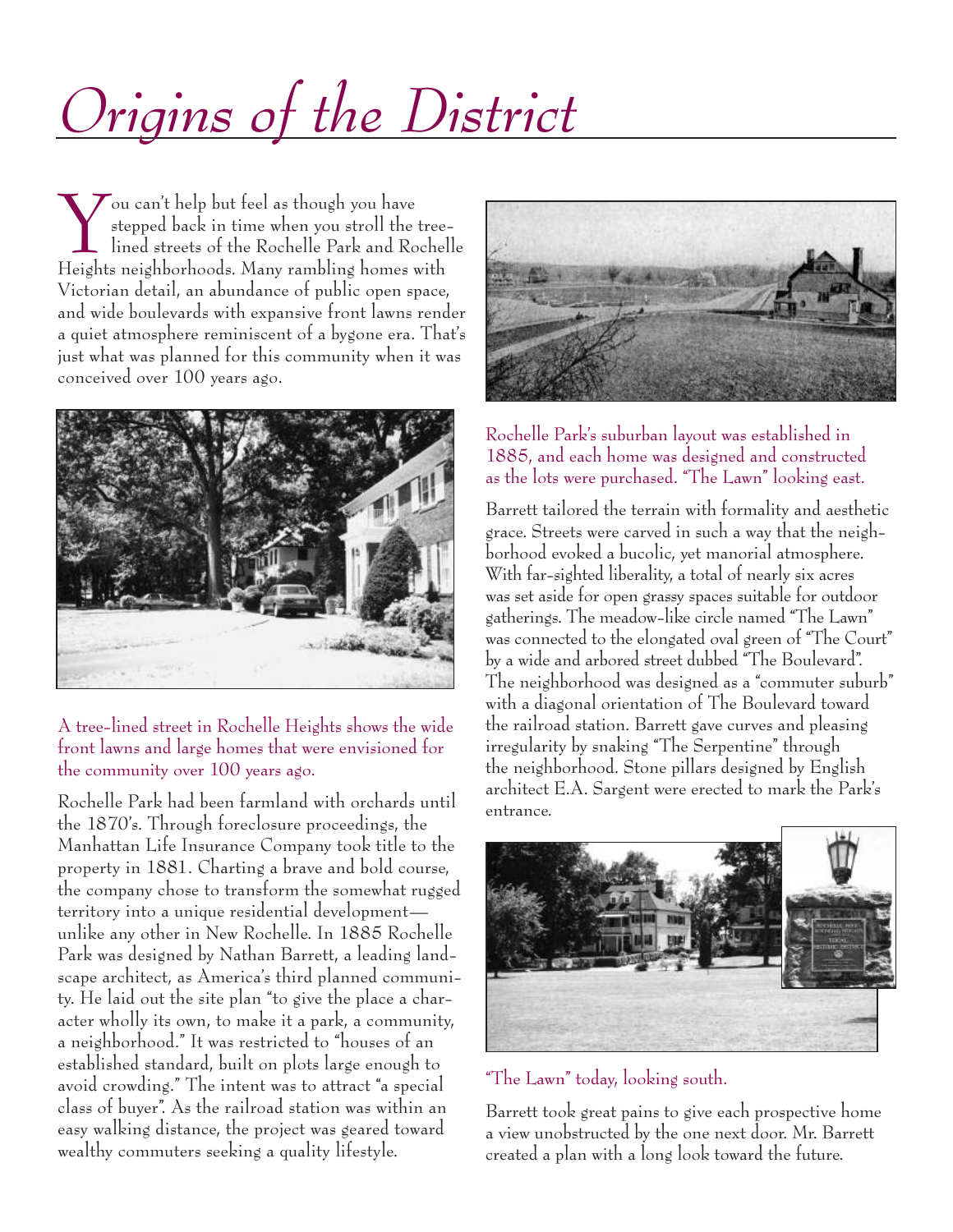# Origins of the District

You can't help but feel as though you have stepped back in time when you stroll the tree-lined streets of the Rochelle Park and Rochelle Heights neighborhoods. Many rambling homes with Victorian detail, an abundance of public open space, and wide boulevards with expansive front lawns render a quiet atmosphere reminiscent of a bygone era. That's just what was planned for this community when it was conceived over 100 years ago.

A tree-lined street in Rochelle Heights shows the wide front lawns and large homes that were envisioned for the community over 100 years ago.

Rochelle Park had been farmland with orchards until the 1870's. Through foreclosure proceedings, the Manhattan Life Insurance Company took title to the property in 1881. Charting a brave and bold course, the company chose to transform the somewhat rugged territory into a unique residential development—unlike any other in New Rochelle. In 1885 Rochelle Park was designed by Nathan Barrett, a leading landscape architect, as America's third planned community. He laid out the site plan "to give the place a character wholly its own, to make it a park, a community, a neighborhood." It was restricted to "houses of an established standard, built on plots large enough to avoid crowding." The intent was to attract "a special class of buyer". As the railroad station was within an easy walking distance, the project was geared toward wealthy commuters seeking a quality lifestyle.

Rochelle Park's suburban layout was established in 1885, and each home was designed and constructed as the lots were purchased. "The Lawn" looking east.

Barrett tailored the terrain with formality and aesthetic grace. Streets were carved in such a way that the neighborhood evoked a bucolic, yet manorial atmosphere. With far-sighted liberality, a total of nearly six acres was set aside for open grassy spaces suitable for outdoor gatherings. The meadow-like circle named "The Lawn" was connected to the elongated oval green of "The Court" by a wide and arbored street dubbed "The Boulevard". The neighborhood was designed as a "commuter suburb" with a diagonal orientation of The Boulevard toward the railroad station. Barrett gave curves and pleasing irregularity by snaking "The Serpentine" through the neighborhood. Stone pillars designed by English architect E.A. Sargent were erected to mark the Park's entrance.

"The Lawn" today, looking south.

Barrett took great pains to give each prospective home a view unobstructed by the one next door. Mr. Barrett created a plan with a long look toward the future.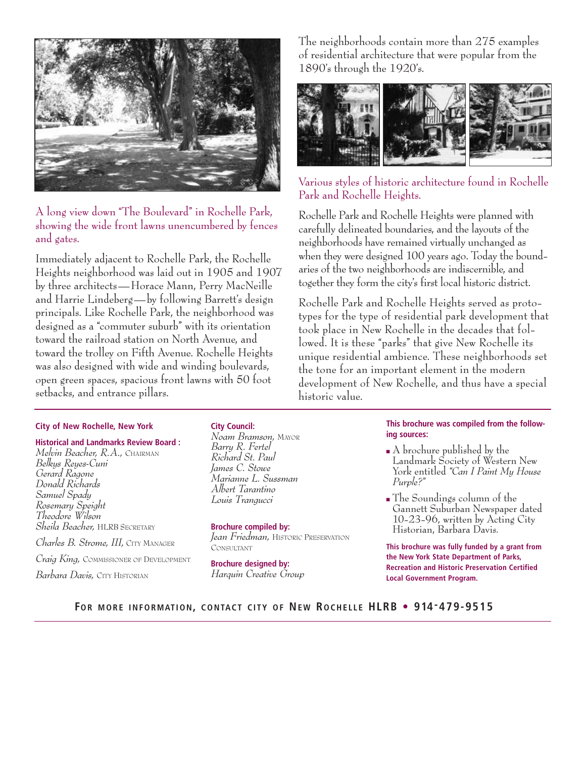A long view down "The Boulevard" in Rochelle Park, showing the wide front lawns unencumbered by fences and gates.

Immediately adjacent to Rochelle Park, the Rochelle Heights neighborhood was laid out in 1905 and 1907 by three architects—Horace Mann, Perry MacNeille and Harrie Lindeberg—by following Barrett's design principals. Like Rochelle Park, the neighborhood was designed as a "commuter suburb" with its orientation toward the railroad station on North Avenue, and toward the trolley on Fifth Avenue. Rochelle Heights was also designed with wide and winding boulevards, open green spaces, spacious front lawns with 50 foot setbacks, and entrance pillars.

The neighborhoods contain more than 275 examples of residential architecture that were popular from the 1890's through the 1920's.

Various styles of historic architecture found in Rochelle Park and Rochelle Heights.

Rochelle Park and Rochelle Heights were planned with carefully delineated boundaries, and the layouts of the neighborhoods have remained virtually unchanged as when they were designed 100 years ago. Today the boundaries of the two neighborhoods are indiscernible, and together they form the city's first local historic district.

Rochelle Park and Rochelle Heights served as prototypes for the type of residential park development that took place in New Rochelle in the decades that followed. It is these "parks" that give New Rochelle its unique residential ambience. These neighborhoods set the tone for an important element in the modern development of New Rochelle, and thus have a special historic value.

---

**City of New Rochelle, New York**

**Historical and Landmarks Review Board :**
*Melvin Beacher, R.A.,* CHAIRMAN
*Belkys Reyes-Cuni*
*Gerard Ragone*
*Donald Richards*
*Samuel Spady*
*Rosemary Speight*
*Theodore Wilson*
*Sheila Beacher,* HLRB SECRETARY

*Charles B. Strome, III,* CITY MANAGER

*Craig King,* COMMISSIONER OF DEVELOPMENT

*Barbara Davis,* CITY HISTORIAN

**City Council:**
*Noam Bramson,* MAYOR
*Barry R. Fertel*
*Richard St. Paul*
*James C. Stowe*
*Marianne L. Sussman*
*Albert Tarantino*
*Louis Trangucci*

**Brochure compiled by:**
*Jean Friedman,* HISTORIC PRESERVATION CONSULTANT

**Brochure designed by:**
*Harquin Creative Group*

**This brochure was compiled from the following sources:**

- A brochure published by the Landmark Society of Western New York entitled *"Can I Paint My House Purple?"*
- The Soundings column of the Gannett Suburban Newspaper dated 10-23-96, written by Acting City Historian, Barbara Davis.

**This brochure was fully funded by a grant from the New York State Department of Parks, Recreation and Historic Preservation Certified Local Government Program.**

**FOR MORE INFORMATION, CONTACT CITY OF NEW ROCHELLE HLRB • 914-479-9515**